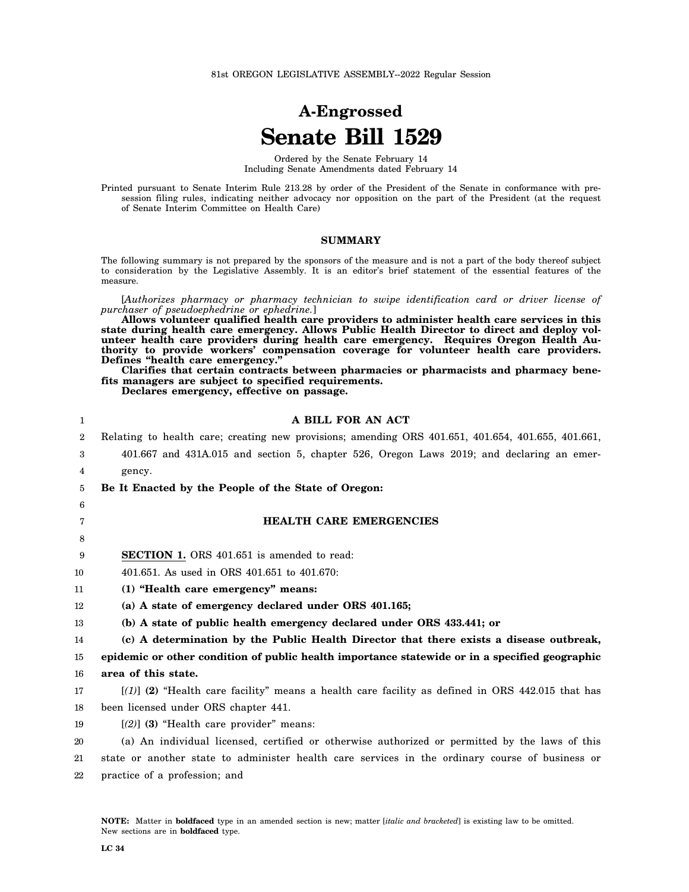81st OREGON LEGISLATIVE ASSEMBLY--2022 Regular Session

# A-Engrossed
# Senate Bill 1529

Ordered by the Senate February 14
Including Senate Amendments dated February 14

Printed pursuant to Senate Interim Rule 213.28 by order of the President of the Senate in conformance with presession filing rules, indicating neither advocacy nor opposition on the part of the President (at the request of Senate Interim Committee on Health Care)

## SUMMARY

The following summary is not prepared by the sponsors of the measure and is not a part of the body thereof subject to consideration by the Legislative Assembly. It is an editor's brief statement of the essential features of the measure.

[*Authorizes pharmacy or pharmacy technician to swipe identification card or driver license of purchaser of pseudoephedrine or ephedrine.*]

**Allows volunteer qualified health care providers to administer health care services in this state during health care emergency. Allows Public Health Director to direct and deploy volunteer health care providers during health care emergency. Requires Oregon Health Authority to provide workers' compensation coverage for volunteer health care providers. Defines "health care emergency."**

**Clarifies that certain contracts between pharmacies or pharmacists and pharmacy benefits managers are subject to specified requirements.**

**Declares emergency, effective on passage.**

**A BILL FOR AN ACT**

Relating to health care; creating new provisions; amending ORS 401.651, 401.654, 401.655, 401.661, 401.667 and 431A.015 and section 5, chapter 526, Oregon Laws 2019; and declaring an emergency.

**Be It Enacted by the People of the State of Oregon:**

**HEALTH CARE EMERGENCIES**

**SECTION 1.** ORS 401.651 is amended to read:

401.651. As used in ORS 401.651 to 401.670:

**(1) "Health care emergency" means:**

**(a) A state of emergency declared under ORS 401.165;**

**(b) A state of public health emergency declared under ORS 433.441; or**

**(c) A determination by the Public Health Director that there exists a disease outbreak, epidemic or other condition of public health importance statewide or in a specified geographic area of this state.**

[*(1)*] **(2)** "Health care facility" means a health care facility as defined in ORS 442.015 that has been licensed under ORS chapter 441.

[*(2)*] **(3)** "Health care provider" means:

(a) An individual licensed, certified or otherwise authorized or permitted by the laws of this state or another state to administer health care services in the ordinary course of business or practice of a profession; and

NOTE: Matter in **boldfaced** type in an amended section is new; matter [*italic and bracketed*] is existing law to be omitted. New sections are in **boldfaced** type.

LC 34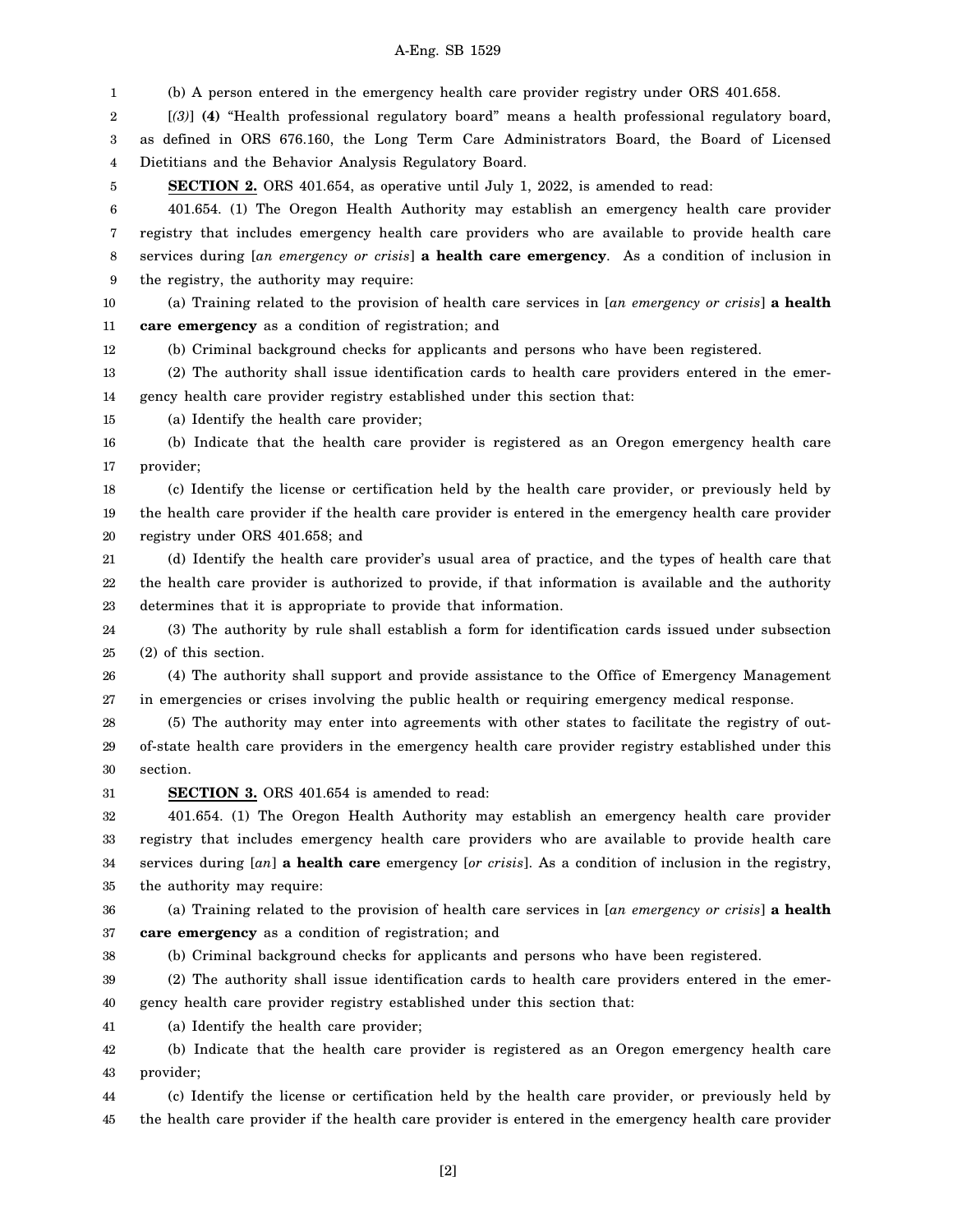(b) A person entered in the emergency health care provider registry under ORS 401.658.

[*(3)*] **(4)** "Health professional regulatory board" means a health professional regulatory board, as defined in ORS 676.160, the Long Term Care Administrators Board, the Board of Licensed Dietitians and the Behavior Analysis Regulatory Board.

**SECTION 2.** ORS 401.654, as operative until July 1, 2022, is amended to read:

401.654. (1) The Oregon Health Authority may establish an emergency health care provider registry that includes emergency health care providers who are available to provide health care services during [*an emergency or crisis*] **a health care emergency**. As a condition of inclusion in the registry, the authority may require:

(a) Training related to the provision of health care services in [*an emergency or crisis*] **a health care emergency** as a condition of registration; and

(b) Criminal background checks for applicants and persons who have been registered.

(2) The authority shall issue identification cards to health care providers entered in the emergency health care provider registry established under this section that:

(a) Identify the health care provider;

(b) Indicate that the health care provider is registered as an Oregon emergency health care provider;

(c) Identify the license or certification held by the health care provider, or previously held by the health care provider if the health care provider is entered in the emergency health care provider registry under ORS 401.658; and

(d) Identify the health care provider's usual area of practice, and the types of health care that the health care provider is authorized to provide, if that information is available and the authority determines that it is appropriate to provide that information.

(3) The authority by rule shall establish a form for identification cards issued under subsection (2) of this section.

(4) The authority shall support and provide assistance to the Office of Emergency Management in emergencies or crises involving the public health or requiring emergency medical response.

(5) The authority may enter into agreements with other states to facilitate the registry of out-of-state health care providers in the emergency health care provider registry established under this section.

**SECTION 3.** ORS 401.654 is amended to read:

401.654. (1) The Oregon Health Authority may establish an emergency health care provider registry that includes emergency health care providers who are available to provide health care services during [*an*] **a health care** emergency [*or crisis*]. As a condition of inclusion in the registry, the authority may require:

(a) Training related to the provision of health care services in [*an emergency or crisis*] **a health care emergency** as a condition of registration; and

(b) Criminal background checks for applicants and persons who have been registered.

(2) The authority shall issue identification cards to health care providers entered in the emergency health care provider registry established under this section that:

(a) Identify the health care provider;

(b) Indicate that the health care provider is registered as an Oregon emergency health care provider;

(c) Identify the license or certification held by the health care provider, or previously held by the health care provider if the health care provider is entered in the emergency health care provider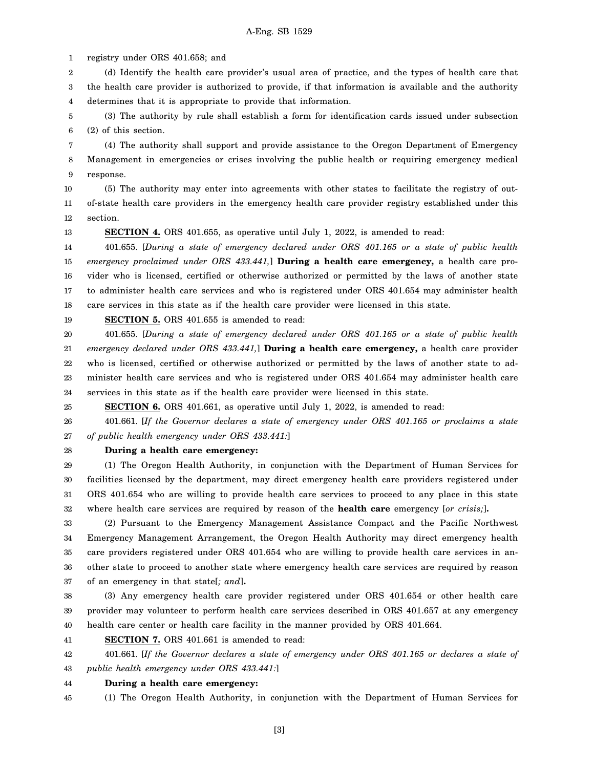registry under ORS 401.658; and

(d) Identify the health care provider's usual area of practice, and the types of health care that the health care provider is authorized to provide, if that information is available and the authority determines that it is appropriate to provide that information.

(3) The authority by rule shall establish a form for identification cards issued under subsection (2) of this section.

(4) The authority shall support and provide assistance to the Oregon Department of Emergency Management in emergencies or crises involving the public health or requiring emergency medical response.

(5) The authority may enter into agreements with other states to facilitate the registry of out-of-state health care providers in the emergency health care provider registry established under this section.

**SECTION 4.** ORS 401.655, as operative until July 1, 2022, is amended to read:

401.655. [*During a state of emergency declared under ORS 401.165 or a state of public health emergency proclaimed under ORS 433.441,*] **During a health care emergency,** a health care provider who is licensed, certified or otherwise authorized or permitted by the laws of another state to administer health care services and who is registered under ORS 401.654 may administer health care services in this state as if the health care provider were licensed in this state.

**SECTION 5.** ORS 401.655 is amended to read:

401.655. [*During a state of emergency declared under ORS 401.165 or a state of public health emergency declared under ORS 433.441,*] **During a health care emergency,** a health care provider who is licensed, certified or otherwise authorized or permitted by the laws of another state to administer health care services and who is registered under ORS 401.654 may administer health care services in this state as if the health care provider were licensed in this state.

**SECTION 6.** ORS 401.661, as operative until July 1, 2022, is amended to read:

401.661. [*If the Governor declares a state of emergency under ORS 401.165 or proclaims a state of public health emergency under ORS 433.441:*]

**During a health care emergency:**

(1) The Oregon Health Authority, in conjunction with the Department of Human Services for facilities licensed by the department, may direct emergency health care providers registered under ORS 401.654 who are willing to provide health care services to proceed to any place in this state where health care services are required by reason of the **health care** emergency [*or crisis;*]**.**

(2) Pursuant to the Emergency Management Assistance Compact and the Pacific Northwest Emergency Management Arrangement, the Oregon Health Authority may direct emergency health care providers registered under ORS 401.654 who are willing to provide health care services in another state to proceed to another state where emergency health care services are required by reason of an emergency in that state[*; and*]**.**

(3) Any emergency health care provider registered under ORS 401.654 or other health care provider may volunteer to perform health care services described in ORS 401.657 at any emergency health care center or health care facility in the manner provided by ORS 401.664.

**SECTION 7.** ORS 401.661 is amended to read:

401.661. [*If the Governor declares a state of emergency under ORS 401.165 or declares a state of public health emergency under ORS 433.441:*]

**During a health care emergency:**

(1) The Oregon Health Authority, in conjunction with the Department of Human Services for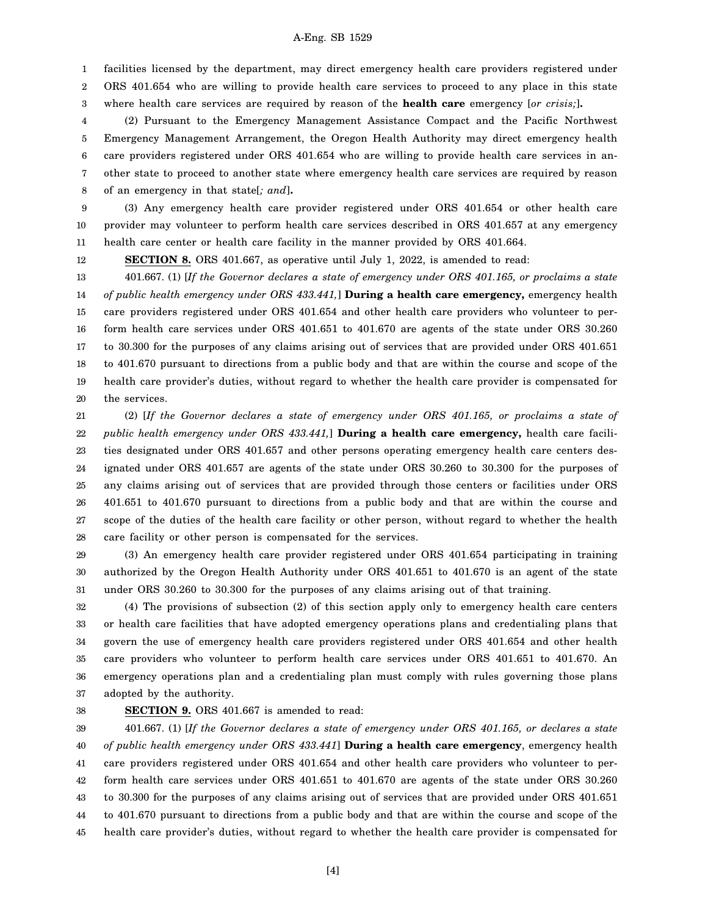facilities licensed by the department, may direct emergency health care providers registered under ORS 401.654 who are willing to provide health care services to proceed to any place in this state where health care services are required by reason of the **health care** emergency [*or crisis;*]**.**

(2) Pursuant to the Emergency Management Assistance Compact and the Pacific Northwest Emergency Management Arrangement, the Oregon Health Authority may direct emergency health care providers registered under ORS 401.654 who are willing to provide health care services in another state to proceed to another state where emergency health care services are required by reason of an emergency in that state[*; and*]**.**

(3) Any emergency health care provider registered under ORS 401.654 or other health care provider may volunteer to perform health care services described in ORS 401.657 at any emergency health care center or health care facility in the manner provided by ORS 401.664.

**SECTION 8.** ORS 401.667, as operative until July 1, 2022, is amended to read:

401.667. (1) [*If the Governor declares a state of emergency under ORS 401.165, or proclaims a state of public health emergency under ORS 433.441,*] **During a health care emergency,** emergency health care providers registered under ORS 401.654 and other health care providers who volunteer to perform health care services under ORS 401.651 to 401.670 are agents of the state under ORS 30.260 to 30.300 for the purposes of any claims arising out of services that are provided under ORS 401.651 to 401.670 pursuant to directions from a public body and that are within the course and scope of the health care provider's duties, without regard to whether the health care provider is compensated for the services.

(2) [*If the Governor declares a state of emergency under ORS 401.165, or proclaims a state of public health emergency under ORS 433.441,*] **During a health care emergency,** health care facilities designated under ORS 401.657 and other persons operating emergency health care centers designated under ORS 401.657 are agents of the state under ORS 30.260 to 30.300 for the purposes of any claims arising out of services that are provided through those centers or facilities under ORS 401.651 to 401.670 pursuant to directions from a public body and that are within the course and scope of the duties of the health care facility or other person, without regard to whether the health care facility or other person is compensated for the services.

(3) An emergency health care provider registered under ORS 401.654 participating in training authorized by the Oregon Health Authority under ORS 401.651 to 401.670 is an agent of the state under ORS 30.260 to 30.300 for the purposes of any claims arising out of that training.

(4) The provisions of subsection (2) of this section apply only to emergency health care centers or health care facilities that have adopted emergency operations plans and credentialing plans that govern the use of emergency health care providers registered under ORS 401.654 and other health care providers who volunteer to perform health care services under ORS 401.651 to 401.670. An emergency operations plan and a credentialing plan must comply with rules governing those plans adopted by the authority.

**SECTION 9.** ORS 401.667 is amended to read:

401.667. (1) [*If the Governor declares a state of emergency under ORS 401.165, or declares a state of public health emergency under ORS 433.441*] **During a health care emergency**, emergency health care providers registered under ORS 401.654 and other health care providers who volunteer to perform health care services under ORS 401.651 to 401.670 are agents of the state under ORS 30.260 to 30.300 for the purposes of any claims arising out of services that are provided under ORS 401.651 to 401.670 pursuant to directions from a public body and that are within the course and scope of the health care provider's duties, without regard to whether the health care provider is compensated for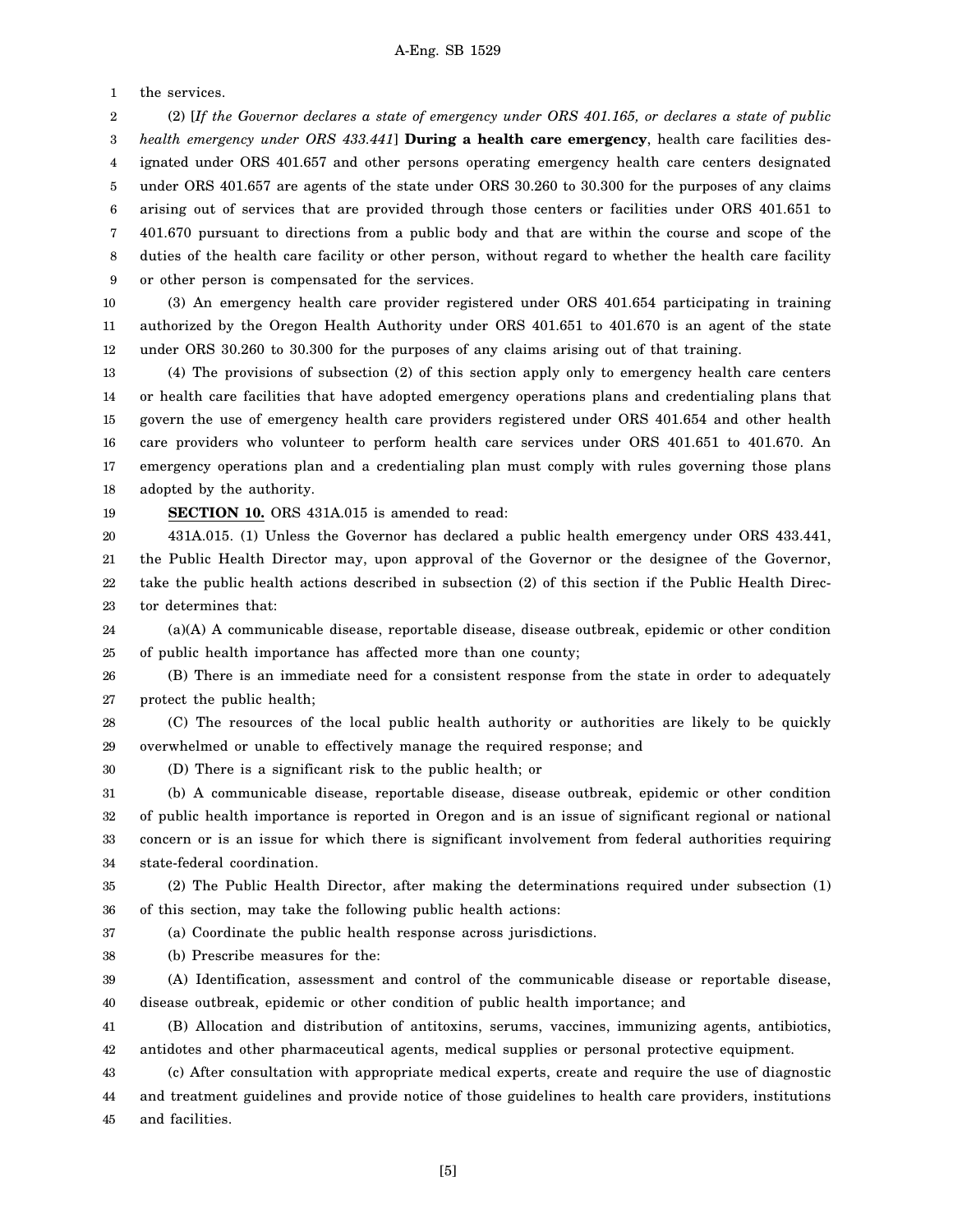the services.

(2) [*If the Governor declares a state of emergency under ORS 401.165, or declares a state of public health emergency under ORS 433.441*] **During a health care emergency**, health care facilities designated under ORS 401.657 and other persons operating emergency health care centers designated under ORS 401.657 are agents of the state under ORS 30.260 to 30.300 for the purposes of any claims arising out of services that are provided through those centers or facilities under ORS 401.651 to 401.670 pursuant to directions from a public body and that are within the course and scope of the duties of the health care facility or other person, without regard to whether the health care facility or other person is compensated for the services.

(3) An emergency health care provider registered under ORS 401.654 participating in training authorized by the Oregon Health Authority under ORS 401.651 to 401.670 is an agent of the state under ORS 30.260 to 30.300 for the purposes of any claims arising out of that training.

(4) The provisions of subsection (2) of this section apply only to emergency health care centers or health care facilities that have adopted emergency operations plans and credentialing plans that govern the use of emergency health care providers registered under ORS 401.654 and other health care providers who volunteer to perform health care services under ORS 401.651 to 401.670. An emergency operations plan and a credentialing plan must comply with rules governing those plans adopted by the authority.

**SECTION 10.** ORS 431A.015 is amended to read:

431A.015. (1) Unless the Governor has declared a public health emergency under ORS 433.441, the Public Health Director may, upon approval of the Governor or the designee of the Governor, take the public health actions described in subsection (2) of this section if the Public Health Director determines that:

(a)(A) A communicable disease, reportable disease, disease outbreak, epidemic or other condition of public health importance has affected more than one county;

(B) There is an immediate need for a consistent response from the state in order to adequately protect the public health;

(C) The resources of the local public health authority or authorities are likely to be quickly overwhelmed or unable to effectively manage the required response; and

(D) There is a significant risk to the public health; or

(b) A communicable disease, reportable disease, disease outbreak, epidemic or other condition of public health importance is reported in Oregon and is an issue of significant regional or national concern or is an issue for which there is significant involvement from federal authorities requiring state-federal coordination.

(2) The Public Health Director, after making the determinations required under subsection (1) of this section, may take the following public health actions:

(a) Coordinate the public health response across jurisdictions.

(b) Prescribe measures for the:

(A) Identification, assessment and control of the communicable disease or reportable disease, disease outbreak, epidemic or other condition of public health importance; and

(B) Allocation and distribution of antitoxins, serums, vaccines, immunizing agents, antibiotics, antidotes and other pharmaceutical agents, medical supplies or personal protective equipment.

(c) After consultation with appropriate medical experts, create and require the use of diagnostic and treatment guidelines and provide notice of those guidelines to health care providers, institutions and facilities.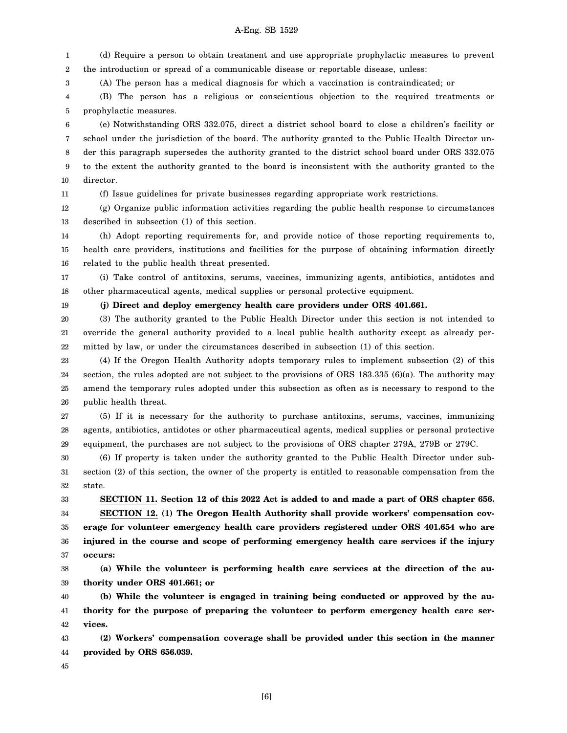(d) Require a person to obtain treatment and use appropriate prophylactic measures to prevent the introduction or spread of a communicable disease or reportable disease, unless:

(A) The person has a medical diagnosis for which a vaccination is contraindicated; or

(B) The person has a religious or conscientious objection to the required treatments or prophylactic measures.

(e) Notwithstanding ORS 332.075, direct a district school board to close a children's facility or school under the jurisdiction of the board. The authority granted to the Public Health Director under this paragraph supersedes the authority granted to the district school board under ORS 332.075 to the extent the authority granted to the board is inconsistent with the authority granted to the director.

(f) Issue guidelines for private businesses regarding appropriate work restrictions.

(g) Organize public information activities regarding the public health response to circumstances described in subsection (1) of this section.

(h) Adopt reporting requirements for, and provide notice of those reporting requirements to, health care providers, institutions and facilities for the purpose of obtaining information directly related to the public health threat presented.

(i) Take control of antitoxins, serums, vaccines, immunizing agents, antibiotics, antidotes and other pharmaceutical agents, medical supplies or personal protective equipment.

**(j) Direct and deploy emergency health care providers under ORS 401.661.**

(3) The authority granted to the Public Health Director under this section is not intended to override the general authority provided to a local public health authority except as already permitted by law, or under the circumstances described in subsection (1) of this section.

(4) If the Oregon Health Authority adopts temporary rules to implement subsection (2) of this section, the rules adopted are not subject to the provisions of ORS 183.335 (6)(a). The authority may amend the temporary rules adopted under this subsection as often as is necessary to respond to the public health threat.

(5) If it is necessary for the authority to purchase antitoxins, serums, vaccines, immunizing agents, antibiotics, antidotes or other pharmaceutical agents, medical supplies or personal protective equipment, the purchases are not subject to the provisions of ORS chapter 279A, 279B or 279C.

(6) If property is taken under the authority granted to the Public Health Director under subsection (2) of this section, the owner of the property is entitled to reasonable compensation from the state.

**SECTION 11. Section 12 of this 2022 Act is added to and made a part of ORS chapter 656.**

**SECTION 12. (1) The Oregon Health Authority shall provide workers' compensation coverage for volunteer emergency health care providers registered under ORS 401.654 who are injured in the course and scope of performing emergency health care services if the injury occurs:**

**(a) While the volunteer is performing health care services at the direction of the authority under ORS 401.661; or**

**(b) While the volunteer is engaged in training being conducted or approved by the authority for the purpose of preparing the volunteer to perform emergency health care services.**

**(2) Workers' compensation coverage shall be provided under this section in the manner provided by ORS 656.039.**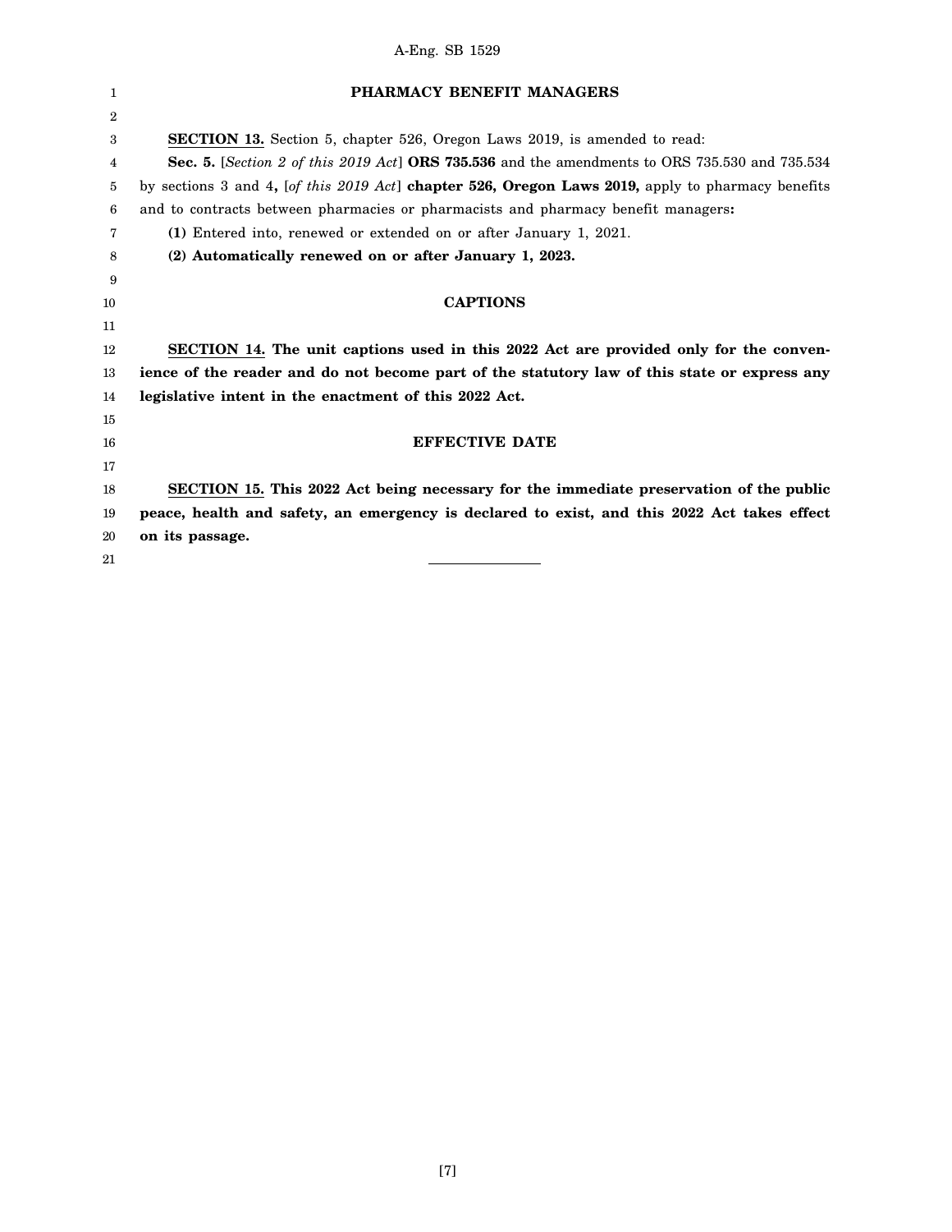## PHARMACY BENEFIT MANAGERS

**SECTION 13.** Section 5, chapter 526, Oregon Laws 2019, is amended to read:

**Sec. 5.** [*Section 2 of this 2019 Act*] **ORS 735.536** and the amendments to ORS 735.530 and 735.534 by sections 3 and 4**,** [*of this 2019 Act*] **chapter 526, Oregon Laws 2019,** apply to pharmacy benefits and to contracts between pharmacies or pharmacists and pharmacy benefit managers**:**

**(1)** Entered into, renewed or extended on or after January 1, 2021.

**(2) Automatically renewed on or after January 1, 2023.**

## CAPTIONS

**SECTION 14. The unit captions used in this 2022 Act are provided only for the convenience of the reader and do not become part of the statutory law of this state or express any legislative intent in the enactment of this 2022 Act.**

## EFFECTIVE DATE

**SECTION 15. This 2022 Act being necessary for the immediate preservation of the public peace, health and safety, an emergency is declared to exist, and this 2022 Act takes effect on its passage.**